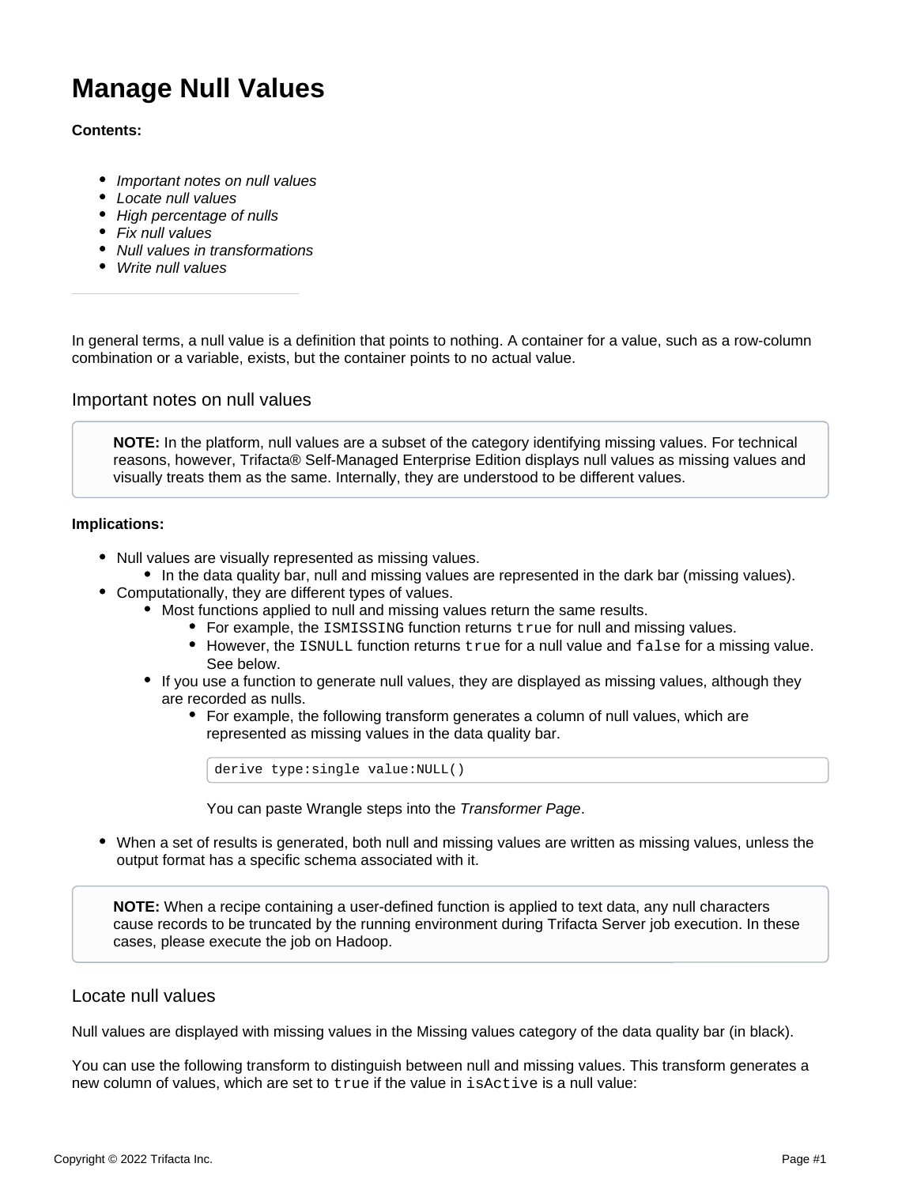# Manage Null Values

**Contents:**

- *Important notes on null values*
- *Locate null values*
- *High percentage of nulls*
- *Fix null values*
- *Null values in transformations*
- *Write null values*

---

In general terms, a null value is a definition that points to nothing. A container for a value, such as a row-column combination or a variable, exists, but the container points to no actual value.

## Important notes on null values

> **NOTE:** In the platform, null values are a subset of the category identifying missing values. For technical reasons, however, Trifacta® Self-Managed Enterprise Edition displays null values as missing values and visually treats them as the same. Internally, they are understood to be different values.

**Implications:**

- Null values are visually represented as missing values.
  - In the data quality bar, null and missing values are represented in the dark bar (missing values).
- Computationally, they are different types of values.
  - Most functions applied to null and missing values return the same results.
    - For example, the `ISMISSING` function returns `true` for null and missing values.
    - However, the `ISNULL` function returns `true` for a null value and `false` for a missing value. See below.
  - If you use a function to generate null values, they are displayed as missing values, although they are recorded as nulls.
    - For example, the following transform generates a column of null values, which are represented as missing values in the data quality bar.

      ```
      derive type:single value:NULL()
      ```

      You can paste Wrangle steps into the *Transformer Page*.

- When a set of results is generated, both null and missing values are written as missing values, unless the output format has a specific schema associated with it.

> **NOTE:** When a recipe containing a user-defined function is applied to text data, any null characters cause records to be truncated by the running environment during Trifacta Server job execution. In these cases, please execute the job on Hadoop.

## Locate null values

Null values are displayed with missing values in the Missing values category of the data quality bar (in black).

You can use the following transform to distinguish between null and missing values. This transform generates a new column of values, which are set to `true` if the value in `isActive` is a null value: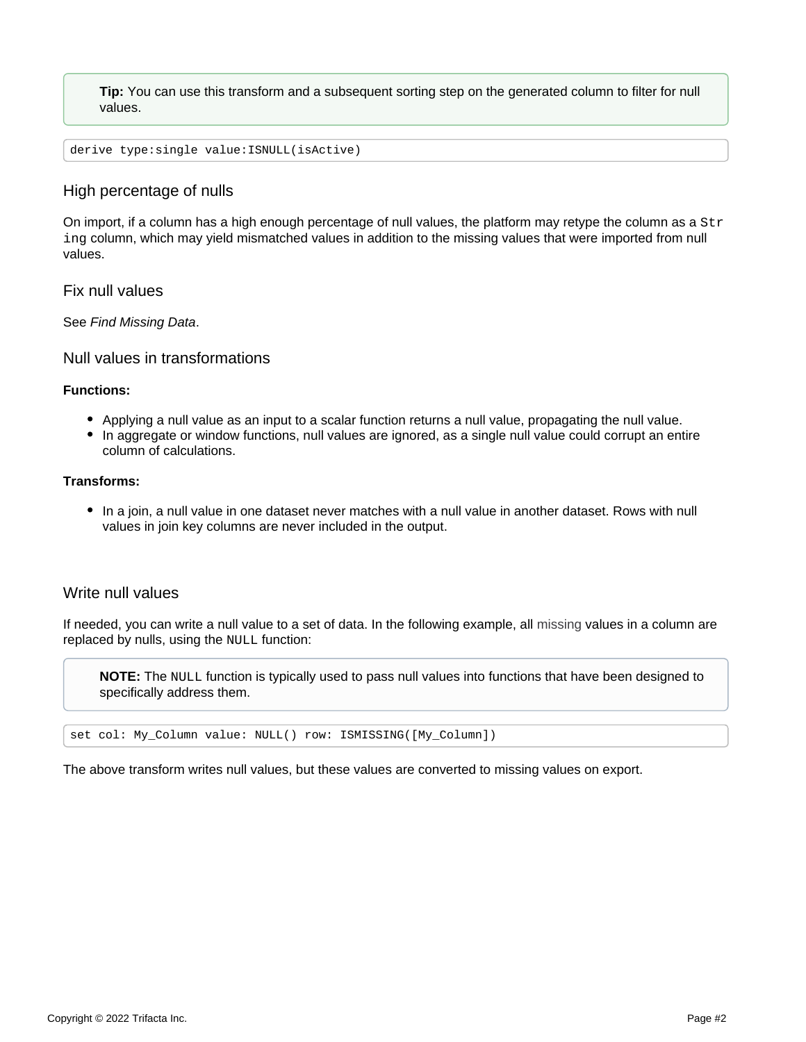**Tip:** You can use this transform and a subsequent sorting step on the generated column to filter for null values.

```
derive type:single value:ISNULL(isActive)
```

### High percentage of nulls

On import, if a column has a high enough percentage of null values, the platform may retype the column as a `String` column, which may yield mismatched values in addition to the missing values that were imported from null values.

### Fix null values

See *Find Missing Data*.

### Null values in transformations

**Functions:**

- Applying a null value as an input to a scalar function returns a null value, propagating the null value.
- In aggregate or window functions, null values are ignored, as a single null value could corrupt an entire column of calculations.

**Transforms:**

- In a join, a null value in one dataset never matches with a null value in another dataset. Rows with null values in join key columns are never included in the output.

### Write null values

If needed, you can write a null value to a set of data. In the following example, all missing values in a column are replaced by nulls, using the `NULL` function:

**NOTE:** The `NULL` function is typically used to pass null values into functions that have been designed to specifically address them.

```
set col: My_Column value: NULL() row: ISMISSING([My_Column])
```

The above transform writes null values, but these values are converted to missing values on export.